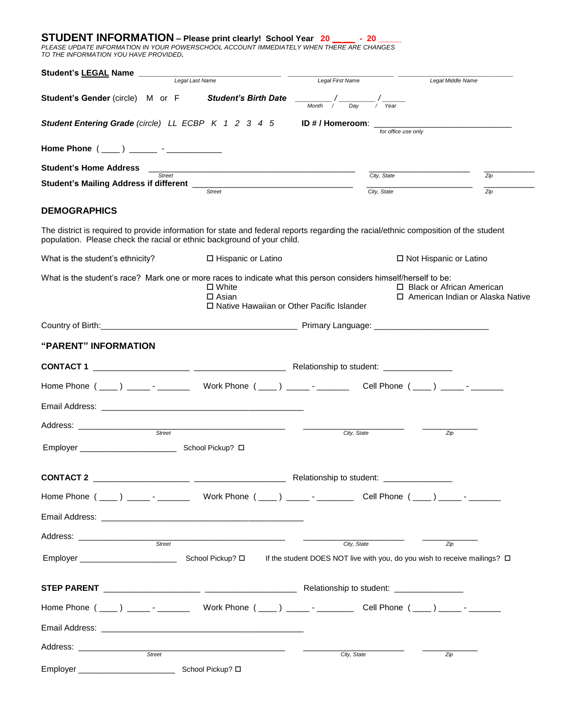## STUDENT INFORMATION – Please print clearly! School Year 20 ____ - 20 _____

*PLEASE UPDATE INFORMATION IN YOUR POWERSCHOOL ACCOUNT IMMEDIATELY WHEN THERE ARE CHANGES TO THE INFORMATION YOU HAVE PROVIDED.*

**Student's LEGAL Name** ______________________________ ______________________ ________________________
*Legal Last Name* *Legal First Name* *Legal Middle Name*

**Student's Gender** (circle) M or F ***Student's Birth Date*** ________ / ________ / _____
*Month / Day / Year*

***Student Entering Grade*** *(circle) LL ECBP K 1 2 3 4 5* **ID # / Homeroom**: ______________________________
*for office use only*

**Home Phone** ( ____ ) ______ - ___________

**Student's Home Address** ____________________________________________ ______________________ ___________
*Street* *City, State* *Zip*

**Student's Mailing Address if different** __________________________________ ______________________ ___________
*Street* *City, State* *Zip*

### DEMOGRAPHICS

The district is required to provide information for state and federal reports regarding the racial/ethnic composition of the student population. Please check the racial or ethnic background of your child.

What is the student's ethnicity? ☐ Hispanic or Latino ☐ Not Hispanic or Latino

What is the student's race? Mark one or more races to indicate what this person considers himself/herself to be:

- ☐ White
- ☐ Asian
- ☐ Native Hawaiian or Other Pacific Islander
- ☐ Black or African American
- ☐ American Indian or Alaska Native

Country of Birth: ___________________________________________ Primary Language: ________________________

### "PARENT" INFORMATION

**CONTACT 1** ____________________ ____________________ Relationship to student: _______________

Home Phone ( ____ ) _____ - _______ Work Phone ( ____ ) _____ - _______ Cell Phone ( ____ ) _____ - _______

Email Address: ____________________________________________

Address: ____________________________________________ ______________________ ____________
*Street* *City, State* *Zip*

Employer _____________________ School Pickup? ☐

**CONTACT 2** ____________________ ____________________ Relationship to student: _______________

Home Phone ( ____ ) _____ - _______ Work Phone ( ____ ) _____ - ________ Cell Phone ( ____ ) _____ - _______

Email Address: ____________________________________________

Address: ____________________________________________ ______________________ ____________
*Street* *City, State* *Zip*

Employer _____________________ School Pickup? ☐ If the student DOES NOT live with you, do you wish to receive mailings? ☐

**STEP PARENT** ____________________ ____________________ Relationship to student: _______________

Home Phone ( ____ ) _____ - _______ Work Phone ( ____ ) _____ - ________ Cell Phone ( ____ ) _____ - _______

Email Address: ____________________________________________

Address: ____________________________________________ ______________________ ____________
*Street* *City, State* *Zip*

Employer _____________________ School Pickup? ☐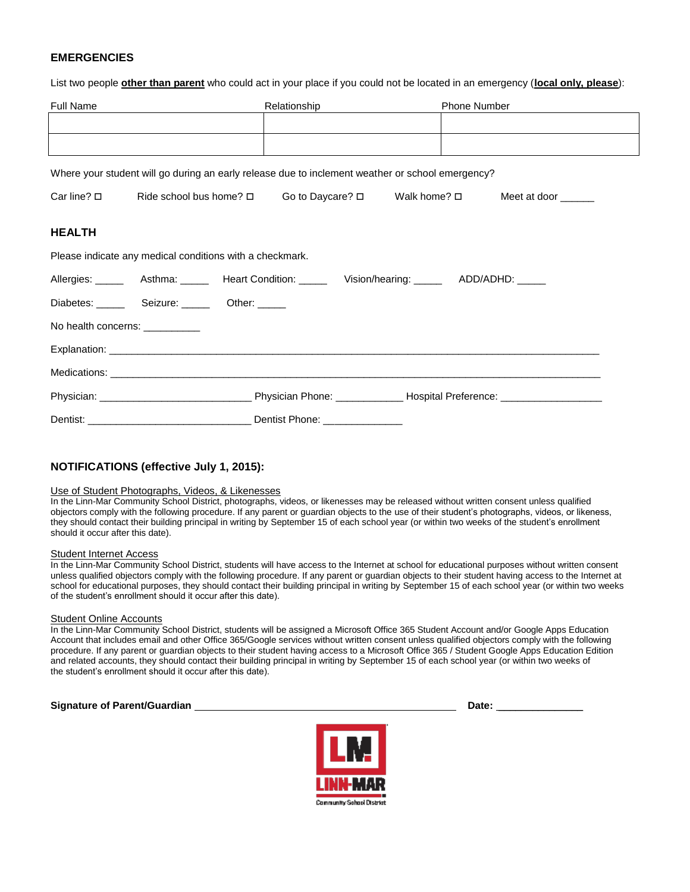## EMERGENCIES

List two people **other than parent** who could act in your place if you could not be located in an emergency (**local only, please**):

| Full Name | Relationship | Phone Number |
|---|---|---|
| | | |
| | | |

Where your student will go during an early release due to inclement weather or school emergency?

Car line? ☐ Ride school bus home? ☐ Go to Daycare? ☐ Walk home? ☐ Meet at door ______

## HEALTH

Please indicate any medical conditions with a checkmark.

Allergies: _____ Asthma: _____ Heart Condition: _____ Vision/hearing: _____ ADD/ADHD: _____

Diabetes: _____ Seizure: _____ Other: _____

No health concerns: __________

Explanation: ______________________________________________________________________________________

Medications: _____________________________________________________________________________________

Physician: ___________________________ Physician Phone: ____________ Hospital Preference: __________________

Dentist: _____________________________ Dentist Phone: ______________

## NOTIFICATIONS (effective July 1, 2015):

Use of Student Photographs, Videos, & Likenesses

In the Linn-Mar Community School District, photographs, videos, or likenesses may be released without written consent unless qualified objectors comply with the following procedure. If any parent or guardian objects to the use of their student's photographs, videos, or likeness, they should contact their building principal in writing by September 15 of each school year (or within two weeks of the student's enrollment should it occur after this date).

Student Internet Access

In the Linn-Mar Community School District, students will have access to the Internet at school for educational purposes without written consent unless qualified objectors comply with the following procedure. If any parent or guardian objects to their student having access to the Internet at school for educational purposes, they should contact their building principal in writing by September 15 of each school year (or within two weeks of the student's enrollment should it occur after this date).

Student Online Accounts

In the Linn-Mar Community School District, students will be assigned a Microsoft Office 365 Student Account and/or Google Apps Education Account that includes email and other Office 365/Google services without written consent unless qualified objectors comply with the following procedure. If any parent or guardian objects to their student having access to a Microsoft Office 365 / Student Google Apps Education Edition and related accounts, they should contact their building principal in writing by September 15 of each school year (or within two weeks of the student's enrollment should it occur after this date).

**Signature of Parent/Guardian** __________________________________________ **Date:** ________________

LM
LINN-MAR
Community School District